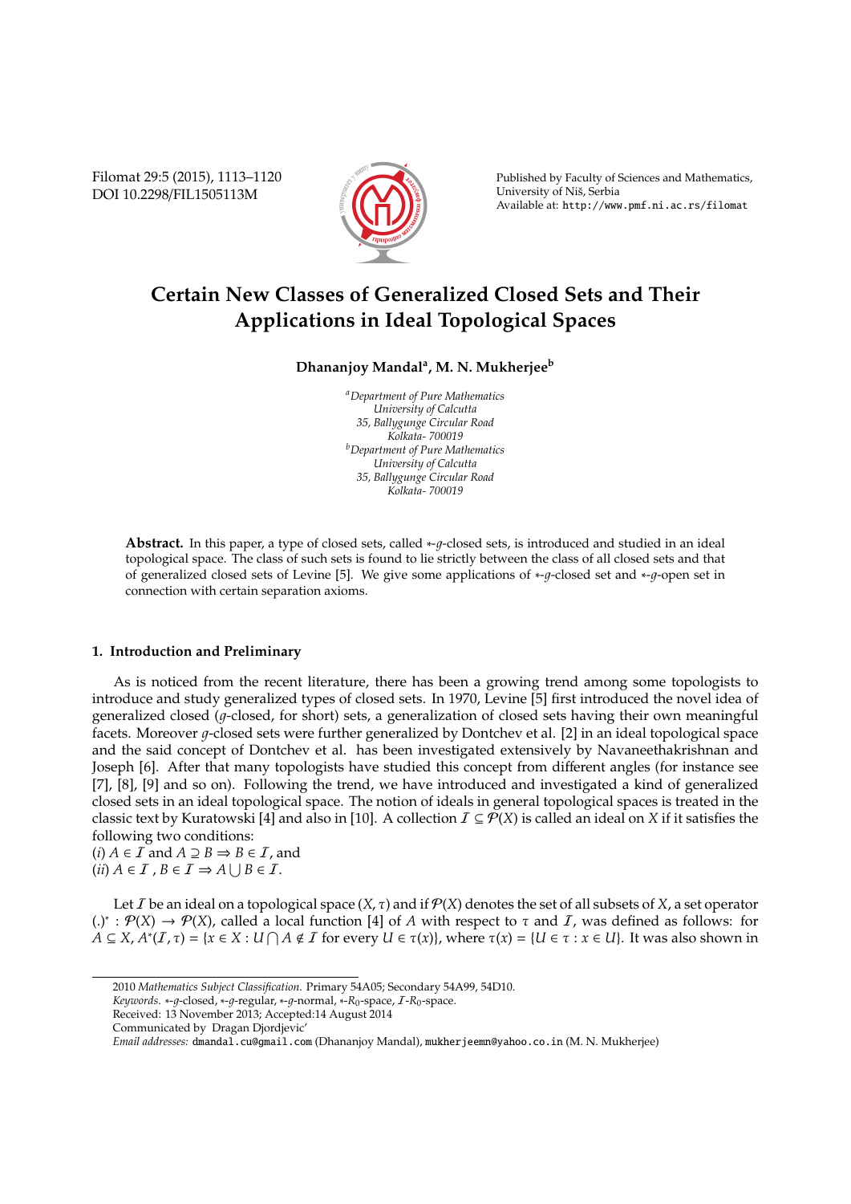Filomat 29:5 (2015), 1113–1120
DOI 10.2298/FIL1505113M

Published by Faculty of Sciences and Mathematics,
University of Niš, Serbia
Available at: http://www.pmf.ni.ac.rs/filomat

# Certain New Classes of Generalized Closed Sets and Their Applications in Ideal Topological Spaces

**Dhananjoy Mandal[a], M. N. Mukherjee[b]**

[a]*Department of Pure Mathematics*
*University of Calcutta*
*35, Ballygunge Circular Road*
*Kolkata- 700019*
[b]*Department of Pure Mathematics*
*University of Calcutta*
*35, Ballygunge Circular Road*
*Kolkata- 700019*

**Abstract.** In this paper, a type of closed sets, called $*$-$g$-closed sets, is introduced and studied in an ideal topological space. The class of such sets is found to lie strictly between the class of all closed sets and that of generalized closed sets of Levine [5]. We give some applications of $*$-$g$-closed set and $*$-$g$-open set in connection with certain separation axioms.

## 1. Introduction and Preliminary

As is noticed from the recent literature, there has been a growing trend among some topologists to introduce and study generalized types of closed sets. In 1970, Levine [5] first introduced the novel idea of generalized closed ($g$-closed, for short) sets, a generalization of closed sets having their own meaningful facets. Moreover $g$-closed sets were further generalized by Dontchev et al. [2] in an ideal topological space and the said concept of Dontchev et al. has been investigated extensively by Navaneethakrishnan and Joseph [6]. After that many topologists have studied this concept from different angles (for instance see [7], [8], [9] and so on). Following the trend, we have introduced and investigated a kind of generalized closed sets in an ideal topological space. The notion of ideals in general topological spaces is treated in the classic text by Kuratowski [4] and also in [10]. A collection $\mathcal{I} \subseteq \mathcal{P}(X)$ is called an ideal on $X$ if it satisfies the following two conditions:
($i$) $A \in \mathcal{I}$ and $A \supseteq B \Rightarrow B \in \mathcal{I}$, and
($ii$) $A \in \mathcal{I}$ , $B \in \mathcal{I} \Rightarrow A \bigcup B \in \mathcal{I}$.

Let $\mathcal{I}$ be an ideal on a topological space $(X, \tau)$ and if $\mathcal{P}(X)$ denotes the set of all subsets of $X$, a set operator $(.)^* : \mathcal{P}(X) \to \mathcal{P}(X)$, called a local function [4] of $A$ with respect to $\tau$ and $\mathcal{I}$, was defined as follows: for $A \subseteq X$, $A^*(\mathcal{I}, \tau) = \{x \in X : U \bigcap A \notin \mathcal{I}$ for every $U \in \tau(x)\}$, where $\tau(x) = \{U \in \tau : x \in U\}$. It was also shown in

2010 *Mathematics Subject Classification*. Primary 54A05; Secondary 54A99, 54D10.
*Keywords*. $*$-$g$-closed, $*$-$g$-regular, $*$-$g$-normal, $*$-$R_0$-space, $\mathcal{I}$-$R_0$-space.
Received: 13 November 2013; Accepted:14 August 2014
Communicated by Dragan Djordjevic'
*Email addresses:* dmandal.cu@gmail.com (Dhananjoy Mandal), mukherjeemn@yahoo.co.in (M. N. Mukherjee)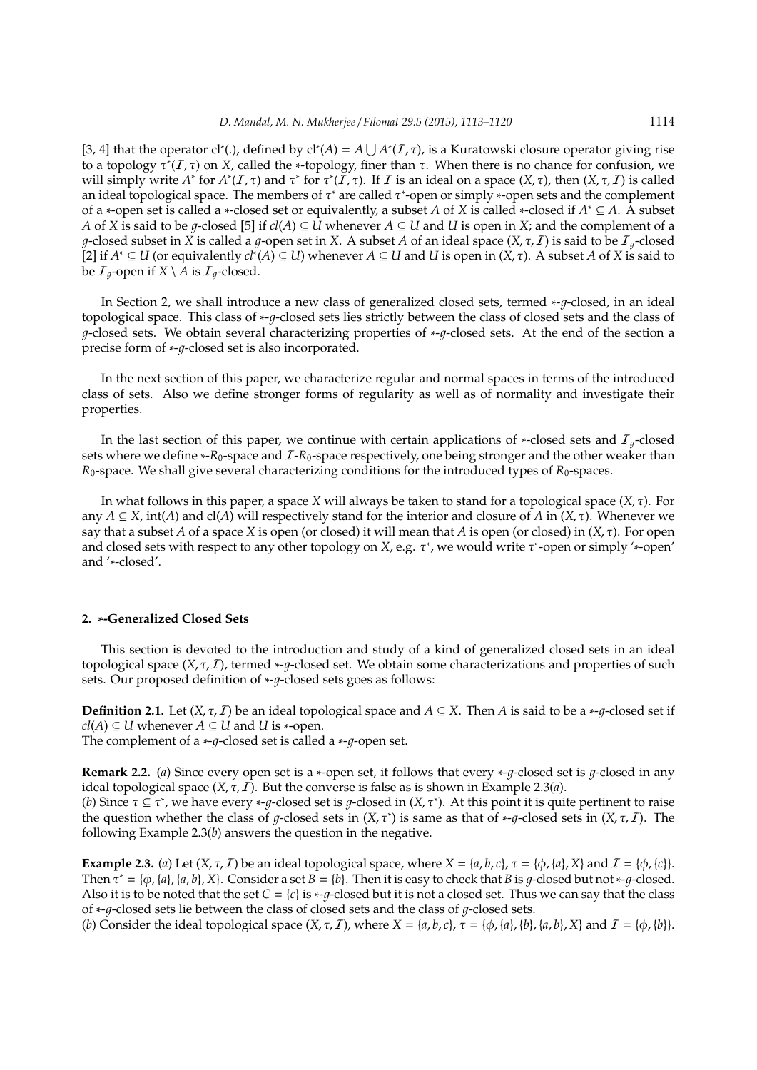[3, 4] that the operator cl*(.), defined by $cl^*(A) = A \bigcup A^*(\mathcal{I}, \tau)$, is a Kuratowski closure operator giving rise to a topology $\tau^*(\mathcal{I}, \tau)$ on $X$, called the $*$-topology, finer than $\tau$. When there is no chance for confusion, we will simply write $A^*$ for $A^*(\mathcal{I}, \tau)$ and $\tau^*$ for $\tau^*(\mathcal{I}, \tau)$. If $\mathcal{I}$ is an ideal on a space $(X, \tau)$, then $(X, \tau, \mathcal{I})$ is called an ideal topological space. The members of $\tau^*$ are called $\tau^*$-open or simply $*$-open sets and the complement of a $*$-open set is called a $*$-closed set or equivalently, a subset $A$ of $X$ is called $*$-closed if $A^* \subseteq A$. A subset $A$ of $X$ is said to be $g$-closed [5] if $cl(A) \subseteq U$ whenever $A \subseteq U$ and $U$ is open in $X$; and the complement of a $g$-closed subset in $X$ is called a $g$-open set in $X$. A subset $A$ of an ideal space $(X, \tau, \mathcal{I})$ is said to be $\mathcal{I}_g$-closed [2] if $A^* \subseteq U$ (or equivalently $cl^*(A) \subseteq U$) whenever $A \subseteq U$ and $U$ is open in $(X, \tau)$. A subset $A$ of $X$ is said to be $\mathcal{I}_g$-open if $X \setminus A$ is $\mathcal{I}_g$-closed.

In Section 2, we shall introduce a new class of generalized closed sets, termed $*$-$g$-closed, in an ideal topological space. This class of $*$-$g$-closed sets lies strictly between the class of closed sets and the class of $g$-closed sets. We obtain several characterizing properties of $*$-$g$-closed sets. At the end of the section a precise form of $*$-$g$-closed set is also incorporated.

In the next section of this paper, we characterize regular and normal spaces in terms of the introduced class of sets. Also we define stronger forms of regularity as well as of normality and investigate their properties.

In the last section of this paper, we continue with certain applications of $*$-closed sets and $\mathcal{I}_g$-closed sets where we define $*$-$R_0$-space and $\mathcal{I}$-$R_0$-space respectively, one being stronger and the other weaker than $R_0$-space. We shall give several characterizing conditions for the introduced types of $R_0$-spaces.

In what follows in this paper, a space $X$ will always be taken to stand for a topological space $(X, \tau)$. For any $A \subseteq X$, int($A$) and cl($A$) will respectively stand for the interior and closure of $A$ in $(X, \tau)$. Whenever we say that a subset $A$ of a space $X$ is open (or closed) it will mean that $A$ is open (or closed) in $(X, \tau)$. For open and closed sets with respect to any other topology on $X$, e.g. $\tau^*$, we would write $\tau^*$-open or simply '$*$-open' and '$*$-closed'.

## 2. $*$-Generalized Closed Sets

This section is devoted to the introduction and study of a kind of generalized closed sets in an ideal topological space $(X, \tau, \mathcal{I})$, termed $*$-$g$-closed set. We obtain some characterizations and properties of such sets. Our proposed definition of $*$-$g$-closed sets goes as follows:

**Definition 2.1.** Let $(X, \tau, \mathcal{I})$ be an ideal topological space and $A \subseteq X$. Then $A$ is said to be a $*$-$g$-closed set if $cl(A) \subseteq U$ whenever $A \subseteq U$ and $U$ is $*$-open.
The complement of a $*$-$g$-closed set is called a $*$-$g$-open set.

**Remark 2.2.** (*a*) Since every open set is a $*$-open set, it follows that every $*$-$g$-closed set is $g$-closed in any ideal topological space $(X, \tau, \mathcal{I})$. But the converse is false as is shown in Example 2.3(*a*).
(*b*) Since $\tau \subseteq \tau^*$, we have every $*$-$g$-closed set is $g$-closed in $(X, \tau^*)$. At this point it is quite pertinent to raise the question whether the class of $g$-closed sets in $(X, \tau^*)$ is same as that of $*$-$g$-closed sets in $(X, \tau, \mathcal{I})$. The following Example 2.3(*b*) answers the question in the negative.

**Example 2.3.** (*a*) Let $(X, \tau, \mathcal{I})$ be an ideal topological space, where $X = \{a, b, c\}$, $\tau = \{\phi, \{a\}, X\}$ and $\mathcal{I} = \{\phi, \{c\}\}$. Then $\tau^* = \{\phi, \{a\}, \{a, b\}, X\}$. Consider a set $B = \{b\}$. Then it is easy to check that $B$ is $g$-closed but not $*$-$g$-closed. Also it is to be noted that the set $C = \{c\}$ is $*$-$g$-closed but it is not a closed set. Thus we can say that the class of $*$-$g$-closed sets lie between the class of closed sets and the class of $g$-closed sets.
(*b*) Consider the ideal topological space $(X, \tau, \mathcal{I})$, where $X = \{a, b, c\}$, $\tau = \{\phi, \{a\}, \{b\}, \{a, b\}, X\}$ and $\mathcal{I} = \{\phi, \{b\}\}$.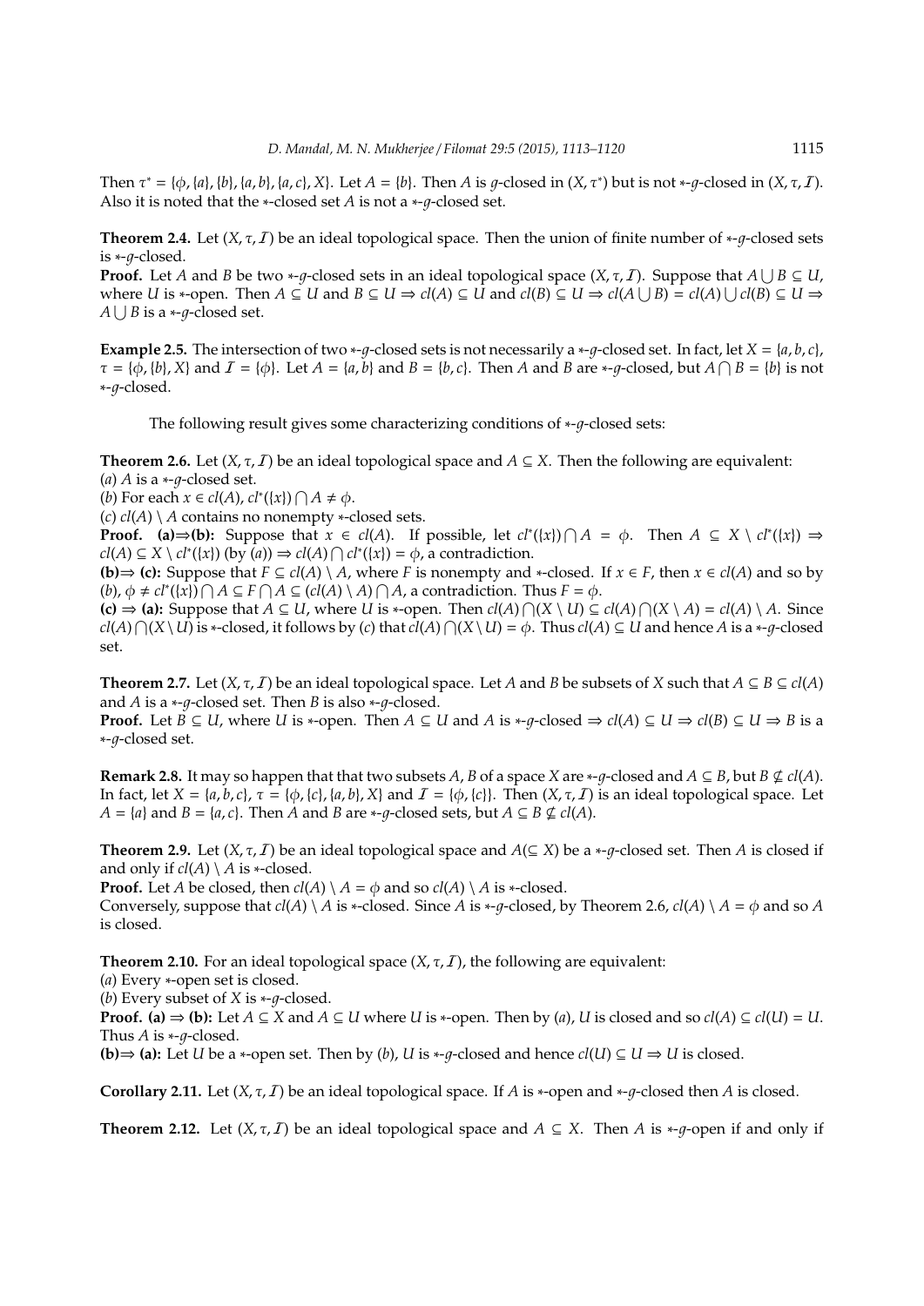Then $\tau^* = \{\phi, \{a\}, \{b\}, \{a, b\}, \{a, c\}, X\}$. Let $A = \{b\}$. Then $A$ is $g$-closed in $(X, \tau^*)$ but is not $*$-$g$-closed in $(X, \tau, \mathcal{I})$. Also it is noted that the $*$-closed set $A$ is not a $*$-$g$-closed set.

**Theorem 2.4.** Let $(X, \tau, \mathcal{I})$ be an ideal topological space. Then the union of finite number of $*$-$g$-closed sets is $*$-$g$-closed.

**Proof.** Let $A$ and $B$ be two $*$-$g$-closed sets in an ideal topological space $(X, \tau, \mathcal{I})$. Suppose that $A \bigcup B \subseteq U$, where $U$ is $*$-open. Then $A \subseteq U$ and $B \subseteq U \Rightarrow cl(A) \subseteq U$ and $cl(B) \subseteq U \Rightarrow cl(A \bigcup B) = cl(A) \bigcup cl(B) \subseteq U \Rightarrow A \bigcup B$ is a $*$-$g$-closed set.

**Example 2.5.** The intersection of two $*$-$g$-closed sets is not necessarily a $*$-$g$-closed set. In fact, let $X = \{a, b, c\}$, $\tau = \{\phi, \{b\}, X\}$ and $\mathcal{I} = \{\phi\}$. Let $A = \{a, b\}$ and $B = \{b, c\}$. Then $A$ and $B$ are $*$-$g$-closed, but $A \bigcap B = \{b\}$ is not $*$-$g$-closed.

The following result gives some characterizing conditions of $*$-$g$-closed sets:

**Theorem 2.6.** Let $(X, \tau, \mathcal{I})$ be an ideal topological space and $A \subseteq X$. Then the following are equivalent:
($a$) $A$ is a $*$-$g$-closed set.
($b$) For each $x \in cl(A)$, $cl^*(\{x\}) \bigcap A \neq \phi$.
($c$) $cl(A) \setminus A$ contains no nonempty $*$-closed sets.

**Proof. (a)⇒(b):** Suppose that $x \in cl(A)$. If possible, let $cl^*(\{x\}) \bigcap A = \phi$. Then $A \subseteq X \setminus cl^*(\{x\}) \Rightarrow cl(A) \subseteq X \setminus cl^*(\{x\})$ (by ($a$)) $\Rightarrow cl(A) \bigcap cl^*(\{x\}) = \phi$, a contradiction.

**(b)⇒ (c):** Suppose that $F \subseteq cl(A) \setminus A$, where $F$ is nonempty and $*$-closed. If $x \in F$, then $x \in cl(A)$ and so by ($b$), $\phi \neq cl^*(\{x\}) \bigcap A \subseteq F \bigcap A \subseteq (cl(A) \setminus A) \bigcap A$, a contradiction. Thus $F = \phi$.

**(c) ⇒ (a):** Suppose that $A \subseteq U$, where $U$ is $*$-open. Then $cl(A) \bigcap (X \setminus U) \subseteq cl(A) \bigcap (X \setminus A) = cl(A) \setminus A$. Since $cl(A) \bigcap (X \setminus U)$ is $*$-closed, it follows by ($c$) that $cl(A) \bigcap (X \setminus U) = \phi$. Thus $cl(A) \subseteq U$ and hence $A$ is a $*$-$g$-closed set.

**Theorem 2.7.** Let $(X, \tau, \mathcal{I})$ be an ideal topological space. Let $A$ and $B$ be subsets of $X$ such that $A \subseteq B \subseteq cl(A)$ and $A$ is a $*$-$g$-closed set. Then $B$ is also $*$-$g$-closed.

**Proof.** Let $B \subseteq U$, where $U$ is $*$-open. Then $A \subseteq U$ and $A$ is $*$-$g$-closed $\Rightarrow cl(A) \subseteq U \Rightarrow cl(B) \subseteq U \Rightarrow B$ is a $*$-$g$-closed set.

**Remark 2.8.** It may so happen that that two subsets $A$, $B$ of a space $X$ are $*$-$g$-closed and $A \subseteq B$, but $B \nsubseteq cl(A)$. In fact, let $X = \{a, b, c\}$, $\tau = \{\phi, \{c\}, \{a, b\}, X\}$ and $\mathcal{I} = \{\phi, \{c\}\}$. Then $(X, \tau, \mathcal{I})$ is an ideal topological space. Let $A = \{a\}$ and $B = \{a, c\}$. Then $A$ and $B$ are $*$-$g$-closed sets, but $A \subseteq B \nsubseteq cl(A)$.

**Theorem 2.9.** Let $(X, \tau, \mathcal{I})$ be an ideal topological space and $A(\subseteq X)$ be a $*$-$g$-closed set. Then $A$ is closed if and only if $cl(A) \setminus A$ is $*$-closed.

**Proof.** Let $A$ be closed, then $cl(A) \setminus A = \phi$ and so $cl(A) \setminus A$ is $*$-closed.
Conversely, suppose that $cl(A) \setminus A$ is $*$-closed. Since $A$ is $*$-$g$-closed, by Theorem 2.6, $cl(A) \setminus A = \phi$ and so $A$ is closed.

**Theorem 2.10.** For an ideal topological space $(X, \tau, \mathcal{I})$, the following are equivalent:
($a$) Every $*$-open set is closed.
($b$) Every subset of $X$ is $*$-$g$-closed.

**Proof. (a) ⇒ (b):** Let $A \subseteq X$ and $A \subseteq U$ where $U$ is $*$-open. Then by ($a$), $U$ is closed and so $cl(A) \subseteq cl(U) = U$. Thus $A$ is $*$-$g$-closed.

**(b)⇒ (a):** Let $U$ be a $*$-open set. Then by ($b$), $U$ is $*$-$g$-closed and hence $cl(U) \subseteq U \Rightarrow U$ is closed.

**Corollary 2.11.** Let $(X, \tau, \mathcal{I})$ be an ideal topological space. If $A$ is $*$-open and $*$-$g$-closed then $A$ is closed.

**Theorem 2.12.** Let $(X, \tau, \mathcal{I})$ be an ideal topological space and $A \subseteq X$. Then $A$ is $*$-$g$-open if and only if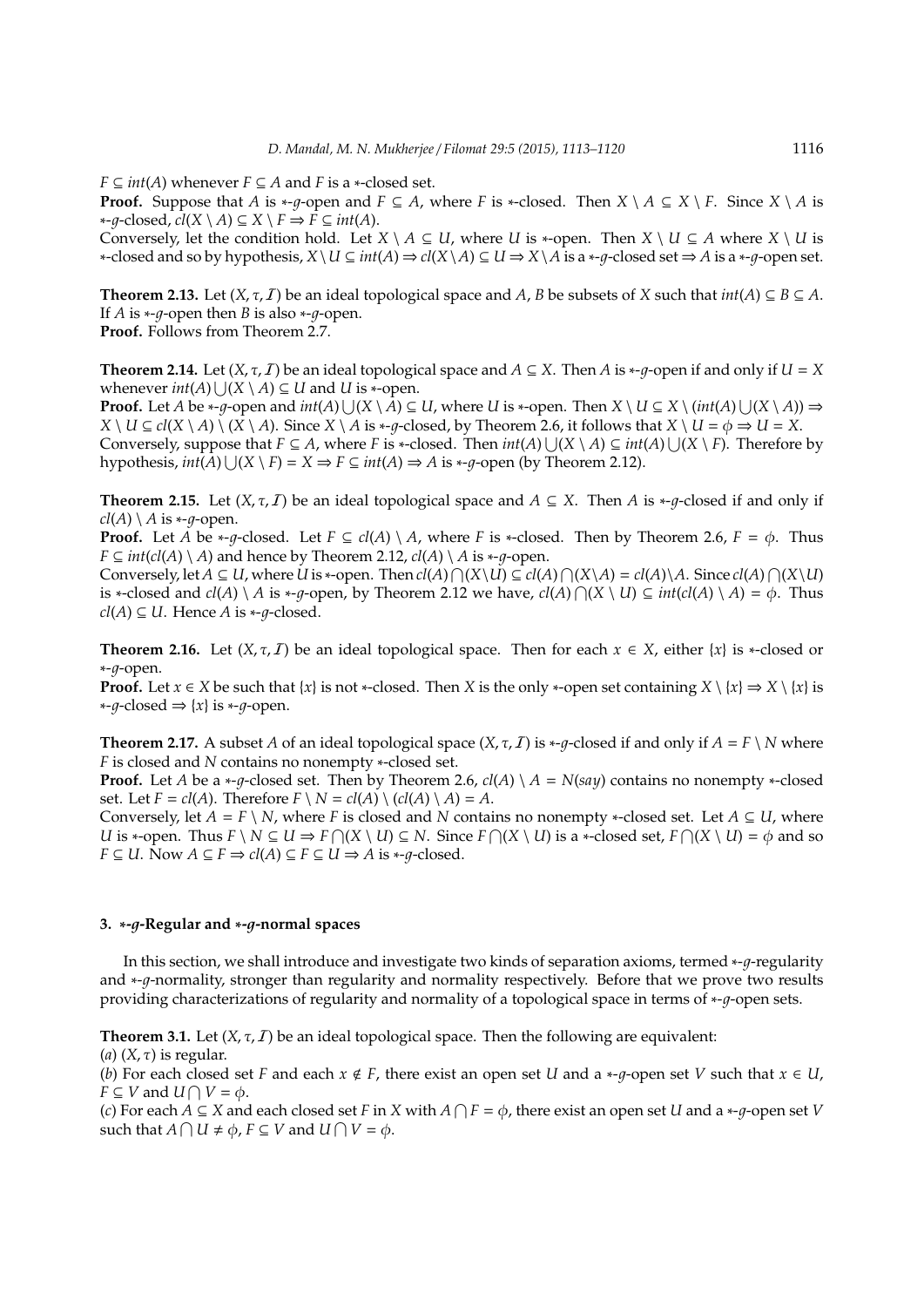$F \subseteq int(A)$ whenever $F \subseteq A$ and $F$ is a $*$-closed set.

**Proof.** Suppose that $A$ is $*$-$g$-open and $F \subseteq A$, where $F$ is $*$-closed. Then $X \setminus A \subseteq X \setminus F$. Since $X \setminus A$ is $*$-$g$-closed, $cl(X \setminus A) \subseteq X \setminus F \Rightarrow F \subseteq int(A)$.

Conversely, let the condition hold. Let $X \setminus A \subseteq U$, where $U$ is $*$-open. Then $X \setminus U \subseteq A$ where $X \setminus U$ is $*$-closed and so by hypothesis, $X \setminus U \subseteq int(A) \Rightarrow cl(X \setminus A) \subseteq U \Rightarrow X \setminus A$ is a $*$-$g$-closed set $\Rightarrow A$ is a $*$-$g$-open set.

**Theorem 2.13.** Let $(X, \tau, \mathcal{I})$ be an ideal topological space and $A$, $B$ be subsets of $X$ such that $int(A) \subseteq B \subseteq A$. If $A$ is $*$-$g$-open then $B$ is also $*$-$g$-open.

**Proof.** Follows from Theorem 2.7.

**Theorem 2.14.** Let $(X, \tau, \mathcal{I})$ be an ideal topological space and $A \subseteq X$. Then $A$ is $*$-$g$-open if and only if $U = X$ whenever $int(A) \bigcup (X \setminus A) \subseteq U$ and $U$ is $*$-open.

**Proof.** Let $A$ be $*$-$g$-open and $int(A) \bigcup (X \setminus A) \subseteq U$, where $U$ is $*$-open. Then $X \setminus U \subseteq X \setminus (int(A) \bigcup (X \setminus A)) \Rightarrow X \setminus U \subseteq cl(X \setminus A) \setminus (X \setminus A)$. Since $X \setminus A$ is $*$-$g$-closed, by Theorem 2.6, it follows that $X \setminus U = \phi \Rightarrow U = X$.

Conversely, suppose that $F \subseteq A$, where $F$ is $*$-closed. Then $int(A) \bigcup (X \setminus A) \subseteq int(A) \bigcup (X \setminus F)$. Therefore by hypothesis, $int(A) \bigcup (X \setminus F) = X \Rightarrow F \subseteq int(A) \Rightarrow A$ is $*$-$g$-open (by Theorem 2.12).

**Theorem 2.15.** Let $(X, \tau, \mathcal{I})$ be an ideal topological space and $A \subseteq X$. Then $A$ is $*$-$g$-closed if and only if $cl(A) \setminus A$ is $*$-$g$-open.

**Proof.** Let $A$ be $*$-$g$-closed. Let $F \subseteq cl(A) \setminus A$, where $F$ is $*$-closed. Then by Theorem 2.6, $F = \phi$. Thus $F \subseteq int(cl(A) \setminus A)$ and hence by Theorem 2.12, $cl(A) \setminus A$ is $*$-$g$-open.

Conversely, let $A \subseteq U$, where $U$ is $*$-open. Then $cl(A) \bigcap (X \setminus U) \subseteq cl(A) \bigcap (X \setminus A) = cl(A) \setminus A$. Since $cl(A) \bigcap (X \setminus U)$ is $*$-closed and $cl(A) \setminus A$ is $*$-$g$-open, by Theorem 2.12 we have, $cl(A) \bigcap (X \setminus U) \subseteq int(cl(A) \setminus A) = \phi$. Thus $cl(A) \subseteq U$. Hence $A$ is $*$-$g$-closed.

**Theorem 2.16.** Let $(X, \tau, \mathcal{I})$ be an ideal topological space. Then for each $x \in X$, either $\{x\}$ is $*$-closed or $*$-$g$-open.

**Proof.** Let $x \in X$ be such that $\{x\}$ is not $*$-closed. Then $X$ is the only $*$-open set containing $X \setminus \{x\} \Rightarrow X \setminus \{x\}$ is $*$-$g$-closed $\Rightarrow \{x\}$ is $*$-$g$-open.

**Theorem 2.17.** A subset $A$ of an ideal topological space $(X, \tau, \mathcal{I})$ is $*$-$g$-closed if and only if $A = F \setminus N$ where $F$ is closed and $N$ contains no nonempty $*$-closed set.

**Proof.** Let $A$ be a $*$-$g$-closed set. Then by Theorem 2.6, $cl(A) \setminus A = N(say)$ contains no nonempty $*$-closed set. Let $F = cl(A)$. Therefore $F \setminus N = cl(A) \setminus (cl(A) \setminus A) = A$.

Conversely, let $A = F \setminus N$, where $F$ is closed and $N$ contains no nonempty $*$-closed set. Let $A \subseteq U$, where $U$ is $*$-open. Thus $F \setminus N \subseteq U \Rightarrow F \bigcap (X \setminus U) \subseteq N$. Since $F \bigcap (X \setminus U)$ is a $*$-closed set, $F \bigcap (X \setminus U) = \phi$ and so $F \subseteq U$. Now $A \subseteq F \Rightarrow cl(A) \subseteq F \subseteq U \Rightarrow A$ is $*$-$g$-closed.

## 3. $*$-$g$-Regular and $*$-$g$-normal spaces

In this section, we shall introduce and investigate two kinds of separation axioms, termed $*$-$g$-regularity and $*$-$g$-normality, stronger than regularity and normality respectively. Before that we prove two results providing characterizations of regularity and normality of a topological space in terms of $*$-$g$-open sets.

**Theorem 3.1.** Let $(X, \tau, \mathcal{I})$ be an ideal topological space. Then the following are equivalent:

(*a*) $(X, \tau)$ is regular.

(*b*) For each closed set $F$ and each $x \notin F$, there exist an open set $U$ and a $*$-$g$-open set $V$ such that $x \in U$, $F \subseteq V$ and $U \bigcap V = \phi$.

(*c*) For each $A \subseteq X$ and each closed set $F$ in $X$ with $A \bigcap F = \phi$, there exist an open set $U$ and a $*$-$g$-open set $V$ such that $A \bigcap U \neq \phi$, $F \subseteq V$ and $U \bigcap V = \phi$.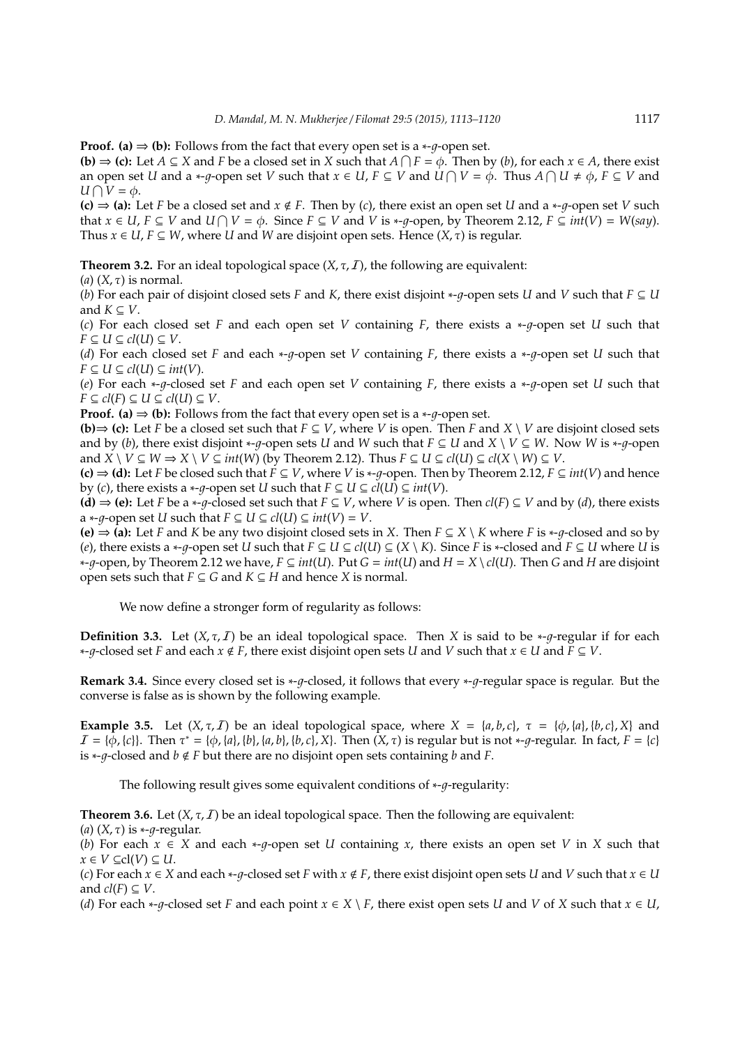**Proof. (a) ⇒ (b):** Follows from the fact that every open set is a $*$-$g$-open set.

**(b) ⇒ (c):** Let $A \subseteq X$ and $F$ be a closed set in $X$ such that $A \bigcap F = \phi$. Then by $(b)$, for each $x \in A$, there exist an open set $U$ and a $*$-$g$-open set $V$ such that $x \in U$, $F \subseteq V$ and $U \bigcap V = \phi$. Thus $A \bigcap U \neq \phi$, $F \subseteq V$ and $U \bigcap V = \phi$.

**(c) ⇒ (a):** Let $F$ be a closed set and $x \notin F$. Then by $(c)$, there exist an open set $U$ and a $*$-$g$-open set $V$ such that $x \in U$, $F \subseteq V$ and $U \bigcap V = \phi$. Since $F \subseteq V$ and $V$ is $*$-$g$-open, by Theorem 2.12, $F \subseteq int(V) = W(say)$. Thus $x \in U$, $F \subseteq W$, where $U$ and $W$ are disjoint open sets. Hence $(X, \tau)$ is regular.

**Theorem 3.2.** For an ideal topological space $(X, \tau, \mathcal{I})$, the following are equivalent:

$(a)$ $(X, \tau)$ is normal.

$(b)$ For each pair of disjoint closed sets $F$ and $K$, there exist disjoint $*$-$g$-open sets $U$ and $V$ such that $F \subseteq U$ and $K \subseteq V$.

$(c)$ For each closed set $F$ and each open set $V$ containing $F$, there exists a $*$-$g$-open set $U$ such that $F \subseteq U \subseteq cl(U) \subseteq V$.

$(d)$ For each closed set $F$ and each $*$-$g$-open set $V$ containing $F$, there exists a $*$-$g$-open set $U$ such that $F \subseteq U \subseteq cl(U) \subseteq int(V)$.

$(e)$ For each $*$-$g$-closed set $F$ and each open set $V$ containing $F$, there exists a $*$-$g$-open set $U$ such that $F \subseteq cl(F) \subseteq U \subseteq cl(U) \subseteq V$.

**Proof. (a) ⇒ (b):** Follows from the fact that every open set is a $*$-$g$-open set.

**(b)⇒ (c):** Let $F$ be a closed set such that $F \subseteq V$, where $V$ is open. Then $F$ and $X \setminus V$ are disjoint closed sets and by $(b)$, there exist disjoint $*$-$g$-open sets $U$ and $W$ such that $F \subseteq U$ and $X \setminus V \subseteq W$. Now $W$ is $*$-$g$-open and $X \setminus V \subseteq W \Rightarrow X \setminus V \subseteq int(W)$ (by Theorem 2.12). Thus $F \subseteq U \subseteq cl(U) \subseteq cl(X \setminus W) \subseteq V$.

**(c) ⇒ (d):** Let $F$ be closed such that $F \subseteq V$, where $V$ is $*$-$g$-open. Then by Theorem 2.12, $F \subseteq int(V)$ and hence by $(c)$, there exists a $*$-$g$-open set $U$ such that $F \subseteq U \subseteq cl(U) \subseteq int(V)$.

**(d) ⇒ (e):** Let $F$ be a $*$-$g$-closed set such that $F \subseteq V$, where $V$ is open. Then $cl(F) \subseteq V$ and by $(d)$, there exists a $*$-$g$-open set $U$ such that $F \subseteq U \subseteq cl(U) \subseteq int(V) = V$.

**(e) ⇒ (a):** Let $F$ and $K$ be any two disjoint closed sets in $X$. Then $F \subseteq X \setminus K$ where $F$ is $*$-$g$-closed and so by $(e)$, there exists a $*$-$g$-open set $U$ such that $F \subseteq U \subseteq cl(U) \subseteq (X \setminus K)$. Since $F$ is $*$-closed and $F \subseteq U$ where $U$ is $*$-$g$-open, by Theorem 2.12 we have, $F \subseteq int(U)$. Put $G = int(U)$ and $H = X \setminus cl(U)$. Then $G$ and $H$ are disjoint open sets such that $F \subseteq G$ and $K \subseteq H$ and hence $X$ is normal.

We now define a stronger form of regularity as follows:

**Definition 3.3.** Let $(X, \tau, \mathcal{I})$ be an ideal topological space. Then $X$ is said to be $*$-$g$-regular if for each $*$-$g$-closed set $F$ and each $x \notin F$, there exist disjoint open sets $U$ and $V$ such that $x \in U$ and $F \subseteq V$.

**Remark 3.4.** Since every closed set is $*$-$g$-closed, it follows that every $*$-$g$-regular space is regular. But the converse is false as is shown by the following example.

**Example 3.5.** Let $(X, \tau, \mathcal{I})$ be an ideal topological space, where $X = \{a, b, c\}$, $\tau = \{\phi, \{a\}, \{b, c\}, X\}$ and $\mathcal{I} = \{\phi, \{c\}\}$. Then $\tau^* = \{\phi, \{a\}, \{b\}, \{a, b\}, \{b, c\}, X\}$. Then $(X, \tau)$ is regular but is not $*$-$g$-regular. In fact, $F = \{c\}$ is $*$-$g$-closed and $b \notin F$ but there are no disjoint open sets containing $b$ and $F$.

The following result gives some equivalent conditions of $*$-$g$-regularity:

**Theorem 3.6.** Let $(X, \tau, \mathcal{I})$ be an ideal topological space. Then the following are equivalent:

$(a)$ $(X, \tau)$ is $*$-$g$-regular.

$(b)$ For each $x \in X$ and each $*$-$g$-open set $U$ containing $x$, there exists an open set $V$ in $X$ such that $x \in V \subseteq cl(V) \subseteq U$.

$(c)$ For each $x \in X$ and each $*$-$g$-closed set $F$ with $x \notin F$, there exist disjoint open sets $U$ and $V$ such that $x \in U$ and $cl(F) \subseteq V$.

$(d)$ For each $*$-$g$-closed set $F$ and each point $x \in X \setminus F$, there exist open sets $U$ and $V$ of $X$ such that $x \in U$,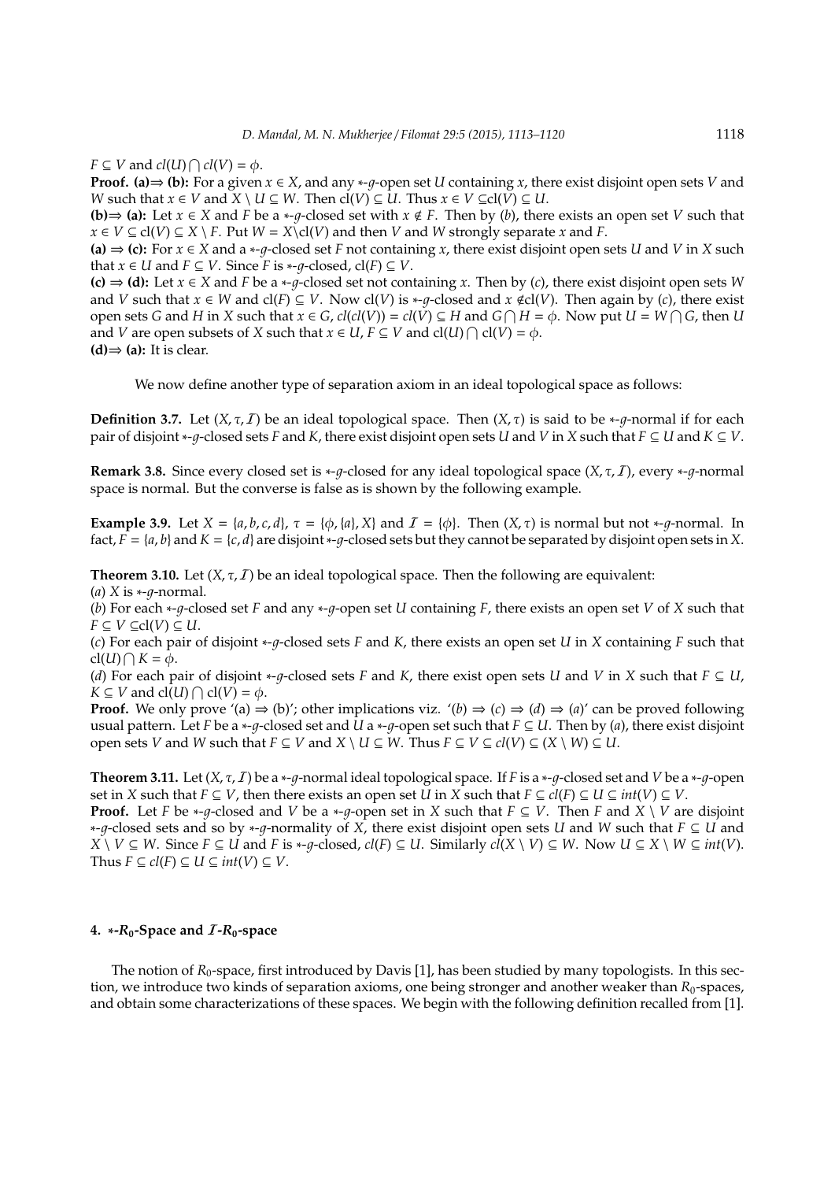$F \subseteq V$ and $cl(U) \bigcap cl(V) = \phi$.

**Proof. (a)⇒ (b):** For a given $x \in X$, and any $*$-$g$-open set $U$ containing $x$, there exist disjoint open sets $V$ and $W$ such that $x \in V$ and $X \setminus U \subseteq W$. Then $\text{cl}(V) \subseteq U$. Thus $x \in V \subseteq \text{cl}(V) \subseteq U$.

**(b)⇒ (a):** Let $x \in X$ and $F$ be a $*$-$g$-closed set with $x \notin F$. Then by $(b)$, there exists an open set $V$ such that $x \in V \subseteq \text{cl}(V) \subseteq X \setminus F$. Put $W = X \setminus \text{cl}(V)$ and then $V$ and $W$ strongly separate $x$ and $F$.

**(a) ⇒ (c):** For $x \in X$ and a $*$-$g$-closed set $F$ not containing $x$, there exist disjoint open sets $U$ and $V$ in $X$ such that $x \in U$ and $F \subseteq V$. Since $F$ is $*$-$g$-closed, $\text{cl}(F) \subseteq V$.

**(c) ⇒ (d):** Let $x \in X$ and $F$ be a $*$-$g$-closed set not containing $x$. Then by $(c)$, there exist disjoint open sets $W$ and $V$ such that $x \in W$ and $\text{cl}(F) \subseteq V$. Now $\text{cl}(V)$ is $*$-$g$-closed and $x \notin \text{cl}(V)$. Then again by $(c)$, there exist open sets $G$ and $H$ in $X$ such that $x \in G$, $cl(cl(V)) = cl(V) \subseteq H$ and $G \bigcap H = \phi$. Now put $U = W \bigcap G$, then $U$ and $V$ are open subsets of $X$ such that $x \in U$, $F \subseteq V$ and $\text{cl}(U) \bigcap \text{cl}(V) = \phi$.

**(d)⇒ (a):** It is clear.

We now define another type of separation axiom in an ideal topological space as follows:

**Definition 3.7.** Let $(X, \tau, \mathcal{I})$ be an ideal topological space. Then $(X, \tau)$ is said to be $*$-$g$-normal if for each pair of disjoint $*$-$g$-closed sets $F$ and $K$, there exist disjoint open sets $U$ and $V$ in $X$ such that $F \subseteq U$ and $K \subseteq V$.

**Remark 3.8.** Since every closed set is $*$-$g$-closed for any ideal topological space $(X, \tau, \mathcal{I})$, every $*$-$g$-normal space is normal. But the converse is false as is shown by the following example.

**Example 3.9.** Let $X = \{a, b, c, d\}$, $\tau = \{\phi, \{a\}, X\}$ and $\mathcal{I} = \{\phi\}$. Then $(X, \tau)$ is normal but not $*$-$g$-normal. In fact, $F = \{a, b\}$ and $K = \{c, d\}$ are disjoint $*$-$g$-closed sets but they cannot be separated by disjoint open sets in $X$.

**Theorem 3.10.** Let $(X, \tau, \mathcal{I})$ be an ideal topological space. Then the following are equivalent:

$(a)$ $X$ is $*$-$g$-normal.

$(b)$ For each $*$-$g$-closed set $F$ and any $*$-$g$-open set $U$ containing $F$, there exists an open set $V$ of $X$ such that $F \subseteq V \subseteq \text{cl}(V) \subseteq U$.

$(c)$ For each pair of disjoint $*$-$g$-closed sets $F$ and $K$, there exists an open set $U$ in $X$ containing $F$ such that $\text{cl}(U) \bigcap K = \phi$.

$(d)$ For each pair of disjoint $*$-$g$-closed sets $F$ and $K$, there exist open sets $U$ and $V$ in $X$ such that $F \subseteq U$, $K \subseteq V$ and $\text{cl}(U) \bigcap \text{cl}(V) = \phi$.

**Proof.** We only prove '(a) ⇒ (b)'; other implications viz. '$(b) \Rightarrow (c) \Rightarrow (d) \Rightarrow (a)$' can be proved following usual pattern. Let $F$ be a $*$-$g$-closed set and $U$ a $*$-$g$-open set such that $F \subseteq U$. Then by $(a)$, there exist disjoint open sets $V$ and $W$ such that $F \subseteq V$ and $X \setminus U \subseteq W$. Thus $F \subseteq V \subseteq cl(V) \subseteq (X \setminus W) \subseteq U$.

**Theorem 3.11.** Let $(X, \tau, \mathcal{I})$ be a $*$-$g$-normal ideal topological space. If $F$ is a $*$-$g$-closed set and $V$ be a $*$-$g$-open set in $X$ such that $F \subseteq V$, then there exists an open set $U$ in $X$ such that $F \subseteq cl(F) \subseteq U \subseteq int(V) \subseteq V$.

**Proof.** Let $F$ be $*$-$g$-closed and $V$ be a $*$-$g$-open set in $X$ such that $F \subseteq V$. Then $F$ and $X \setminus V$ are disjoint $*$-$g$-closed sets and so by $*$-$g$-normality of $X$, there exist disjoint open sets $U$ and $W$ such that $F \subseteq U$ and $X \setminus V \subseteq W$. Since $F \subseteq U$ and $F$ is $*$-$g$-closed, $cl(F) \subseteq U$. Similarly $cl(X \setminus V) \subseteq W$. Now $U \subseteq X \setminus W \subseteq int(V)$. Thus $F \subseteq cl(F) \subseteq U \subseteq int(V) \subseteq V$.

## 4. $*$-$R_0$-Space and $\mathcal{I}$-$R_0$-space

The notion of $R_0$-space, first introduced by Davis [1], has been studied by many topologists. In this section, we introduce two kinds of separation axioms, one being stronger and another weaker than $R_0$-spaces, and obtain some characterizations of these spaces. We begin with the following definition recalled from [1].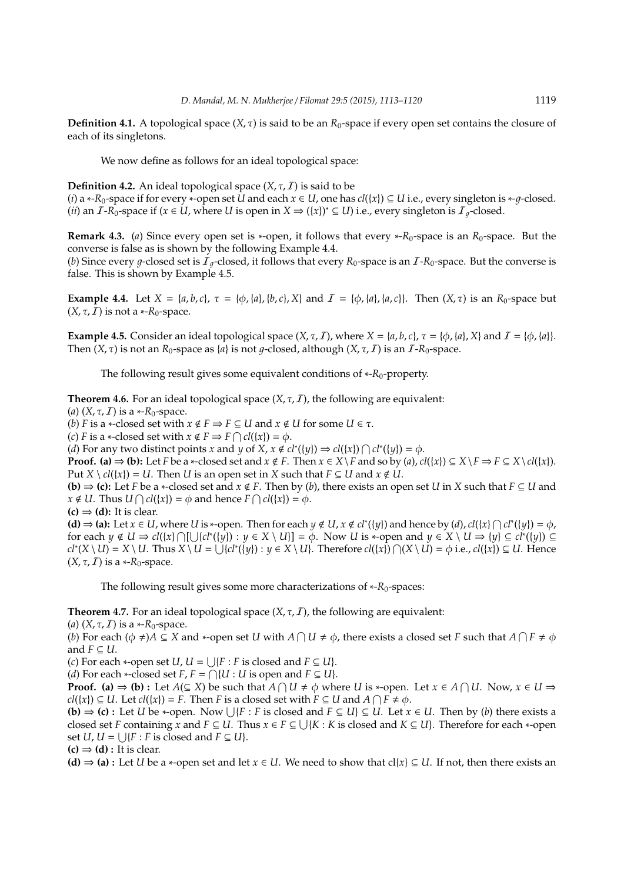**Definition 4.1.** A topological space $(X, \tau)$ is said to be an $R_0$-space if every open set contains the closure of each of its singletons.

We now define as follows for an ideal topological space:

**Definition 4.2.** An ideal topological space $(X, \tau, \mathcal{I})$ is said to be
(*i*) a $*$-$R_0$-space if for every $*$-open set $U$ and each $x \in U$, one has $cl(\{x\}) \subseteq U$ i.e., every singleton is $*$-$g$-closed.
(*ii*) an $\mathcal{I}$-$R_0$-space if ($x \in U$, where $U$ is open in $X \Rightarrow (\{x\})^* \subseteq U$) i.e., every singleton is $\mathcal{I}_g$-closed.

**Remark 4.3.** (*a*) Since every open set is $*$-open, it follows that every $*$-$R_0$-space is an $R_0$-space. But the converse is false as is shown by the following Example 4.4.
(*b*) Since every $g$-closed set is $\mathcal{I}_g$-closed, it follows that every $R_0$-space is an $\mathcal{I}$-$R_0$-space. But the converse is false. This is shown by Example 4.5.

**Example 4.4.** Let $X = \{a, b, c\}$, $\tau = \{\phi, \{a\}, \{b, c\}, X\}$ and $\mathcal{I} = \{\phi, \{a\}, \{a, c\}\}$. Then $(X, \tau)$ is an $R_0$-space but $(X, \tau, \mathcal{I})$ is not a $*$-$R_0$-space.

**Example 4.5.** Consider an ideal topological space $(X, \tau, \mathcal{I})$, where $X = \{a, b, c\}$, $\tau = \{\phi, \{a\}, X\}$ and $\mathcal{I} = \{\phi, \{a\}\}$. Then $(X, \tau)$ is not an $R_0$-space as $\{a\}$ is not $g$-closed, although $(X, \tau, \mathcal{I})$ is an $\mathcal{I}$-$R_0$-space.

The following result gives some equivalent conditions of $*$-$R_0$-property.

**Theorem 4.6.** For an ideal topological space $(X, \tau, \mathcal{I})$, the following are equivalent:
(*a*) $(X, \tau, \mathcal{I})$ is a $*$-$R_0$-space.
(*b*) $F$ is a $*$-closed set with $x \notin F \Rightarrow F \subseteq U$ and $x \notin U$ for some $U \in \tau$.
(*c*) $F$ is a $*$-closed set with $x \notin F \Rightarrow F \bigcap cl(\{x\}) = \phi$.
(*d*) For any two distinct points $x$ and $y$ of $X$, $x \notin cl^*(\{y\}) \Rightarrow cl(\{x\}) \bigcap cl^*(\{y\}) = \phi$.

**Proof. (a) ⇒ (b):** Let $F$ be a $*$-closed set and $x \notin F$. Then $x \in X \setminus F$ and so by (*a*), $cl(\{x\}) \subseteq X \setminus F \Rightarrow F \subseteq X \setminus cl(\{x\})$. Put $X \setminus cl(\{x\}) = U$. Then $U$ is an open set in $X$ such that $F \subseteq U$ and $x \notin U$.

**(b) ⇒ (c):** Let $F$ be a $*$-closed set and $x \notin F$. Then by (*b*), there exists an open set $U$ in $X$ such that $F \subseteq U$ and $x \notin U$. Thus $U \bigcap cl(\{x\}) = \phi$ and hence $F \bigcap cl(\{x\}) = \phi$.

**(c) ⇒ (d):** It is clear.

**(d) ⇒ (a):** Let $x \in U$, where $U$ is $*$-open. Then for each $y \notin U$, $x \notin cl^*(\{y\})$ and hence by (*d*), $cl(\{x\} \bigcap cl^*(\{y\}) = \phi$, for each $y \notin U \Rightarrow cl(\{x\} \bigcap [\bigcup \{cl^*(\{y\}) : y \in X \setminus U\}] = \phi$. Now $U$ is $*$-open and $y \in X \setminus U \Rightarrow \{y\} \subseteq cl^*(\{y\}) \subseteq cl^*(X \setminus U) = X \setminus U$. Thus $X \setminus U = \bigcup \{cl^*(\{y\}) : y \in X \setminus U\}$. Therefore $cl(\{x\}) \bigcap (X \setminus U) = \phi$ i.e., $cl(\{x\}) \subseteq U$. Hence $(X, \tau, \mathcal{I})$ is a $*$-$R_0$-space.

The following result gives some more characterizations of $*$-$R_0$-spaces:

**Theorem 4.7.** For an ideal topological space $(X, \tau, \mathcal{I})$, the following are equivalent:
(*a*) $(X, \tau, \mathcal{I})$ is a $*$-$R_0$-space.
(*b*) For each $(\phi \neq)A \subseteq X$ and $*$-open set $U$ with $A \bigcap U \neq \phi$, there exists a closed set $F$ such that $A \bigcap F \neq \phi$ and $F \subseteq U$.
(*c*) For each $*$-open set $U$, $U = \bigcup \{F : F$ is closed and $F \subseteq U\}$.
(*d*) For each $*$-closed set $F$, $F = \bigcap \{U : U$ is open and $F \subseteq U\}$.

**Proof. (a) ⇒ (b) :** Let $A (\subseteq X)$ be such that $A \bigcap U \neq \phi$ where $U$ is $*$-open. Let $x \in A \bigcap U$. Now, $x \in U \Rightarrow cl(\{x\}) \subseteq U$. Let $cl(\{x\}) = F$. Then $F$ is a closed set with $F \subseteq U$ and $A \bigcap F \neq \phi$.

**(b) ⇒ (c) :** Let $U$ be $*$-open. Now $\bigcup \{F : F$ is closed and $F \subseteq U\} \subseteq U$. Let $x \in U$. Then by (*b*) there exists a closed set $F$ containing $x$ and $F \subseteq U$. Thus $x \in F \subseteq \bigcup \{K : K$ is closed and $K \subseteq U\}$. Therefore for each $*$-open set $U$, $U = \bigcup \{F : F$ is closed and $F \subseteq U\}$.

**(c) ⇒ (d) :** It is clear.

**(d) ⇒ (a) :** Let $U$ be a $*$-open set and let $x \in U$. We need to show that $\text{cl}\{x\} \subseteq U$. If not, then there exists an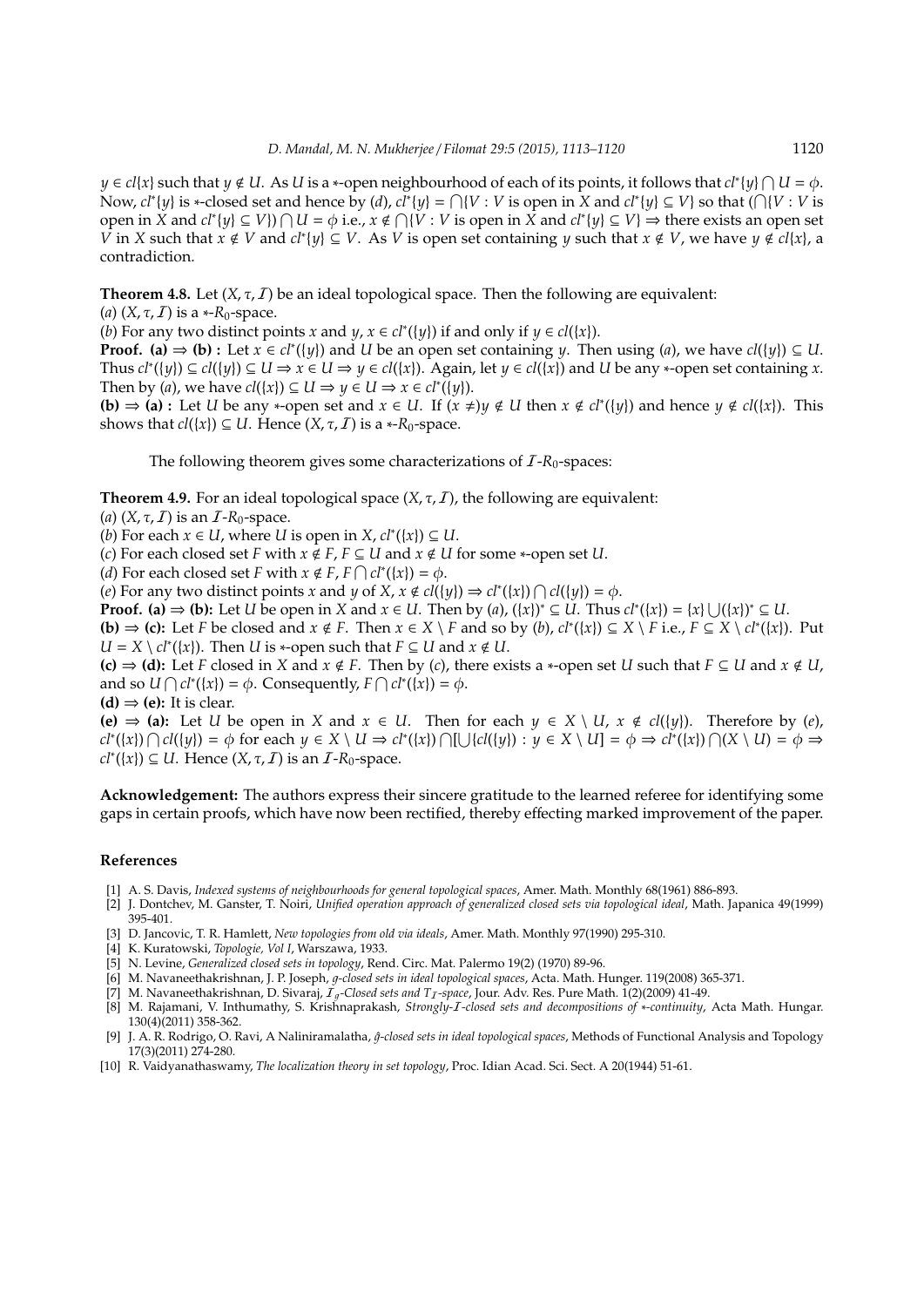$y \in cl\{x\}$ such that $y \notin U$. As $U$ is a $*$-open neighbourhood of each of its points, it follows that $cl^*\{y\} \bigcap U = \phi$. Now, $cl^*\{y\}$ is $*$-closed set and hence by $(d)$, $cl^*\{y\} = \bigcap\{V : V$ is open in $X$ and $cl^*\{y\} \subseteq V\}$ so that $(\bigcap\{V : V$ is open in $X$ and $cl^*\{y\} \subseteq V\}) \bigcap U = \phi$ i.e., $x \notin \bigcap\{V : V$ is open in $X$ and $cl^*\{y\} \subseteq V\} \Rightarrow$ there exists an open set $V$ in $X$ such that $x \notin V$ and $cl^*\{y\} \subseteq V$. As $V$ is open set containing $y$ such that $x \notin V$, we have $y \notin cl\{x\}$, a contradiction.

**Theorem 4.8.** Let $(X, \tau, \mathcal{I})$ be an ideal topological space. Then the following are equivalent:
$(a)$ $(X, \tau, \mathcal{I})$ is a $*$-$R_0$-space.
$(b)$ For any two distinct points $x$ and $y$, $x \in cl^*(\{y\})$ if and only if $y \in cl(\{x\})$.

**Proof. (a) $\Rightarrow$ (b) :** Let $x \in cl^*(\{y\})$ and $U$ be an open set containing $y$. Then using $(a)$, we have $cl(\{y\}) \subseteq U$. Thus $cl^*(\{y\}) \subseteq cl(\{y\}) \subseteq U \Rightarrow x \in U \Rightarrow y \in cl(\{x\})$. Again, let $y \in cl(\{x\})$ and $U$ be any $*$-open set containing $x$. Then by $(a)$, we have $cl(\{x\}) \subseteq U \Rightarrow y \in U \Rightarrow x \in cl^*(\{y\})$.

**(b) $\Rightarrow$ (a) :** Let $U$ be any $*$-open set and $x \in U$. If $(x \neq) y \notin U$ then $x \notin cl^*(\{y\})$ and hence $y \notin cl(\{x\})$. This shows that $cl(\{x\}) \subseteq U$. Hence $(X, \tau, \mathcal{I})$ is a $*$-$R_0$-space.

The following theorem gives some characterizations of $\mathcal{I}$-$R_0$-spaces:

**Theorem 4.9.** For an ideal topological space $(X, \tau, \mathcal{I})$, the following are equivalent:
$(a)$ $(X, \tau, \mathcal{I})$ is an $\mathcal{I}$-$R_0$-space.
$(b)$ For each $x \in U$, where $U$ is open in $X$, $cl^*(\{x\}) \subseteq U$.
$(c)$ For each closed set $F$ with $x \notin F$, $F \subseteq U$ and $x \notin U$ for some $*$-open set $U$.
$(d)$ For each closed set $F$ with $x \notin F$, $F \bigcap cl^*(\{x\}) = \phi$.
$(e)$ For any two distinct points $x$ and $y$ of $X$, $x \notin cl(\{y\}) \Rightarrow cl^*(\{x\}) \bigcap cl(\{y\}) = \phi$.

**Proof. (a) $\Rightarrow$ (b):** Let $U$ be open in $X$ and $x \in U$. Then by $(a)$, $(\{x\})^* \subseteq U$. Thus $cl^*(\{x\}) = \{x\} \bigcup (\{x\})^* \subseteq U$.

**(b) $\Rightarrow$ (c):** Let $F$ be closed and $x \notin F$. Then $x \in X \setminus F$ and so by $(b)$, $cl^*(\{x\}) \subseteq X \setminus F$ i.e., $F \subseteq X \setminus cl^*(\{x\})$. Put $U = X \setminus cl^*(\{x\})$. Then $U$ is $*$-open such that $F \subseteq U$ and $x \notin U$.

**(c) $\Rightarrow$ (d):** Let $F$ closed in $X$ and $x \notin F$. Then by $(c)$, there exists a $*$-open set $U$ such that $F \subseteq U$ and $x \notin U$, and so $U \bigcap cl^*(\{x\}) = \phi$. Consequently, $F \bigcap cl^*(\{x\}) = \phi$.

**(d) $\Rightarrow$ (e):** It is clear.

**(e) $\Rightarrow$ (a):** Let $U$ be open in $X$ and $x \in U$. Then for each $y \in X \setminus U$, $x \notin cl(\{y\})$. Therefore by $(e)$, $cl^*(\{x\}) \bigcap cl(\{y\}) = \phi$ for each $y \in X \setminus U \Rightarrow cl^*(\{x\}) \bigcap [\bigcup\{cl(\{y\}) : y \in X \setminus U] = \phi \Rightarrow cl^*(\{x\}) \bigcap (X \setminus U) = \phi \Rightarrow cl^*(\{x\}) \subseteq U$. Hence $(X, \tau, \mathcal{I})$ is an $\mathcal{I}$-$R_0$-space.

**Acknowledgement:** The authors express their sincere gratitude to the learned referee for identifying some gaps in certain proofs, which have now been rectified, thereby effecting marked improvement of the paper.

## References

[1] A. S. Davis, *Indexed systems of neighbourhoods for general topological spaces*, Amer. Math. Monthly 68(1961) 886-893.

[2] J. Dontchev, M. Ganster, T. Noiri, *Unified operation approach of generalized closed sets via topological ideal*, Math. Japanica 49(1999) 395-401.

[3] D. Jancovic, T. R. Hamlett, *New topologies from old via ideals*, Amer. Math. Monthly 97(1990) 295-310.

[4] K. Kuratowski, *Topologie, Vol I*, Warszawa, 1933.

[5] N. Levine, *Generalized closed sets in topology*, Rend. Circ. Mat. Palermo 19(2) (1970) 89-96.

[6] M. Navaneethakrishnan, J. P. Joseph, *g-closed sets in ideal topological spaces*, Acta. Math. Hunger. 119(2008) 365-371.

[7] M. Navaneethakrishnan, D. Sivaraj, *$\mathcal{I}_g$-Closed sets and $T_{\mathcal{I}}$-space*, Jour. Adv. Res. Pure Math. 1(2)(2009) 41-49.

[8] M. Rajamani, V. Inthumathy, S. Krishnaprakash, *Strongly-$\mathcal{I}$-closed sets and decompositions of $*$-continuity*, Acta Math. Hungar. 130(4)(2011) 358-362.

[9] J. A. R. Rodrigo, O. Ravi, A Naliniramalatha, *$\hat{g}$-closed sets in ideal topological spaces*, Methods of Functional Analysis and Topology 17(3)(2011) 274-280.

[10] R. Vaidyanathaswamy, *The localization theory in set topology*, Proc. Idian Acad. Sci. Sect. A 20(1944) 51-61.